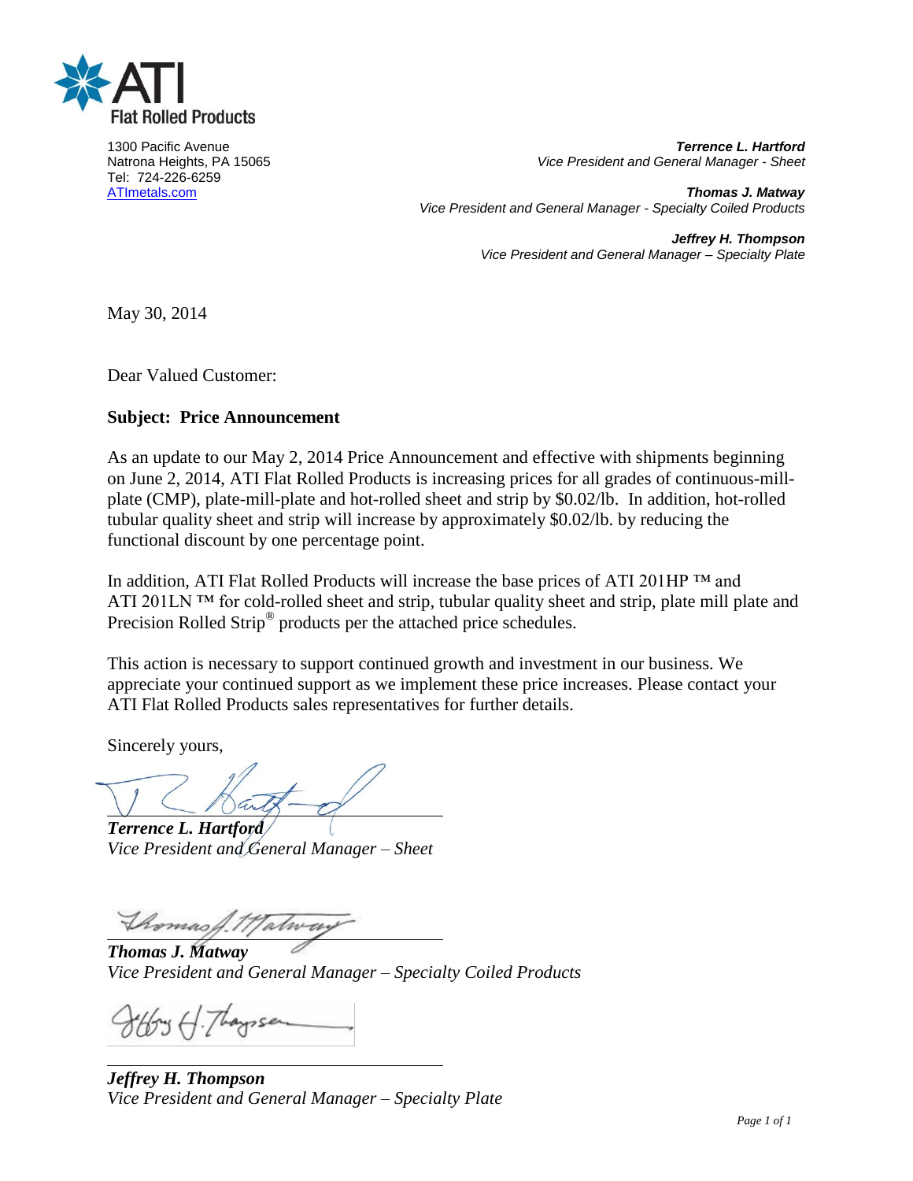ATI Flat Rolled Products

1300 Pacific Avenue
Natrona Heights, PA 15065
Tel: 724-226-6259
ATImetals.com

***Terrence L. Hartford***
*Vice President and General Manager - Sheet*

***Thomas J. Matway***
*Vice President and General Manager - Specialty Coiled Products*

***Jeffrey H. Thompson***
*Vice President and General Manager – Specialty Plate*

May 30, 2014

Dear Valued Customer:

**Subject: Price Announcement**

As an update to our May 2, 2014 Price Announcement and effective with shipments beginning on June 2, 2014, ATI Flat Rolled Products is increasing prices for all grades of continuous-mill-plate (CMP), plate-mill-plate and hot-rolled sheet and strip by $0.02/lb. In addition, hot-rolled tubular quality sheet and strip will increase by approximately $0.02/lb. by reducing the functional discount by one percentage point.

In addition, ATI Flat Rolled Products will increase the base prices of ATI 201HP ™ and ATI 201LN ™ for cold-rolled sheet and strip, tubular quality sheet and strip, plate mill plate and Precision Rolled Strip® products per the attached price schedules.

This action is necessary to support continued growth and investment in our business. We appreciate your continued support as we implement these price increases. Please contact your ATI Flat Rolled Products sales representatives for further details.

Sincerely yours,

***Terrence L. Hartford***
*Vice President and General Manager – Sheet*

***Thomas J. Matway***
*Vice President and General Manager – Specialty Coiled Products*

***Jeffrey H. Thompson***
*Vice President and General Manager – Specialty Plate*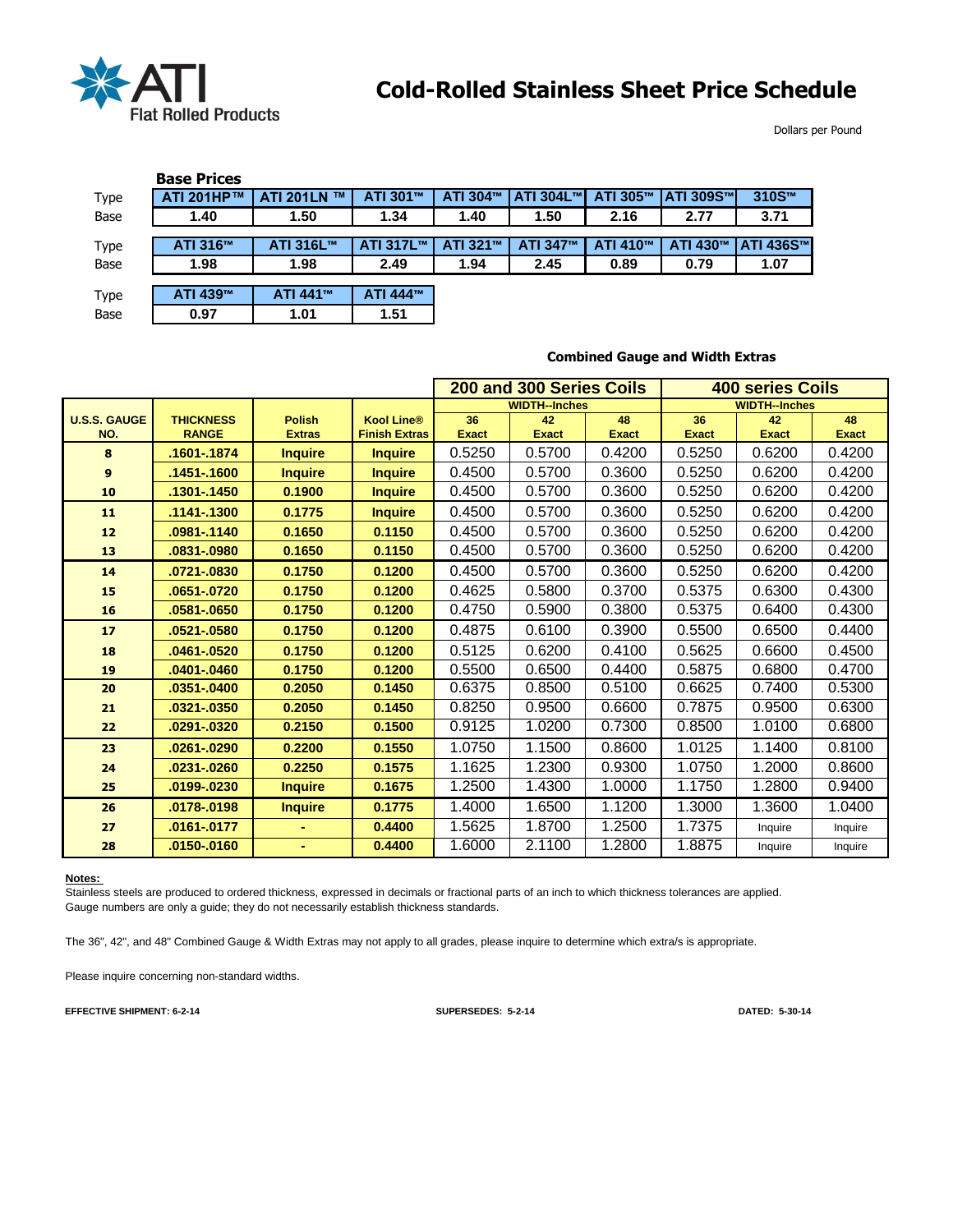ATI Flat Rolled Products

# Cold-Rolled Stainless Sheet Price Schedule

Dollars per Pound

## Base Prices

| Type | ATI 201HP™ | ATI 201LN ™ | ATI 301™ | ATI 304™ | ATI 304L™ | ATI 305™ | ATI 309S™ | 310S™ |
|---|---|---|---|---|---|---|---|---|
| Base | 1.40 | 1.50 | 1.34 | 1.40 | 1.50 | 2.16 | 2.77 | 3.71 |

| Type | ATI 316™ | ATI 316L™ | ATI 317L™ | ATI 321™ | ATI 347™ | ATI 410™ | ATI 430™ | ATI 436S™ |
|---|---|---|---|---|---|---|---|---|
| Base | 1.98 | 1.98 | 2.49 | 1.94 | 2.45 | 0.89 | 0.79 | 1.07 |

| Type | ATI 439™ | ATI 441™ | ATI 444™ |
|---|---|---|---|
| Base | 0.97 | 1.01 | 1.51 |

## Combined Gauge and Width Extras

| | | | | 200 and 300 Series Coils | | | 400 series Coils | | |
|---|---|---|---|---|---|---|---|---|---|
| | | | | WIDTH--Inches | | | WIDTH--Inches | | |
| U.S.S. GAUGE NO. | THICKNESS RANGE | Polish Extras | Kool Line® Finish Extras | 36 Exact | 42 Exact | 48 Exact | 36 Exact | 42 Exact | 48 Exact |
| 8 | .1601-.1874 | Inquire | Inquire | 0.5250 | 0.5700 | 0.4200 | 0.5250 | 0.6200 | 0.4200 |
| 9 | .1451-.1600 | Inquire | Inquire | 0.4500 | 0.5700 | 0.3600 | 0.5250 | 0.6200 | 0.4200 |
| 10 | .1301-.1450 | 0.1900 | Inquire | 0.4500 | 0.5700 | 0.3600 | 0.5250 | 0.6200 | 0.4200 |
| 11 | .1141-.1300 | 0.1775 | Inquire | 0.4500 | 0.5700 | 0.3600 | 0.5250 | 0.6200 | 0.4200 |
| 12 | .0981-.1140 | 0.1650 | 0.1150 | 0.4500 | 0.5700 | 0.3600 | 0.5250 | 0.6200 | 0.4200 |
| 13 | .0831-.0980 | 0.1650 | 0.1150 | 0.4500 | 0.5700 | 0.3600 | 0.5250 | 0.6200 | 0.4200 |
| 14 | .0721-.0830 | 0.1750 | 0.1200 | 0.4500 | 0.5700 | 0.3600 | 0.5250 | 0.6200 | 0.4200 |
| 15 | .0651-.0720 | 0.1750 | 0.1200 | 0.4625 | 0.5800 | 0.3700 | 0.5375 | 0.6300 | 0.4300 |
| 16 | .0581-.0650 | 0.1750 | 0.1200 | 0.4750 | 0.5900 | 0.3800 | 0.5375 | 0.6400 | 0.4300 |
| 17 | .0521-.0580 | 0.1750 | 0.1200 | 0.4875 | 0.6100 | 0.3900 | 0.5500 | 0.6500 | 0.4400 |
| 18 | .0461-.0520 | 0.1750 | 0.1200 | 0.5125 | 0.6200 | 0.4100 | 0.5625 | 0.6600 | 0.4500 |
| 19 | .0401-.0460 | 0.1750 | 0.1200 | 0.5500 | 0.6500 | 0.4400 | 0.5875 | 0.6800 | 0.4700 |
| 20 | .0351-.0400 | 0.2050 | 0.1450 | 0.6375 | 0.8500 | 0.5100 | 0.6625 | 0.7400 | 0.5300 |
| 21 | .0321-.0350 | 0.2050 | 0.1450 | 0.8250 | 0.9500 | 0.6600 | 0.7875 | 0.9500 | 0.6300 |
| 22 | .0291-.0320 | 0.2150 | 0.1500 | 0.9125 | 1.0200 | 0.7300 | 0.8500 | 1.0100 | 0.6800 |
| 23 | .0261-.0290 | 0.2200 | 0.1550 | 1.0750 | 1.1500 | 0.8600 | 1.0125 | 1.1400 | 0.8100 |
| 24 | .0231-.0260 | 0.2250 | 0.1575 | 1.1625 | 1.2300 | 0.9300 | 1.0750 | 1.2000 | 0.8600 |
| 25 | .0199-.0230 | Inquire | 0.1675 | 1.2500 | 1.4300 | 1.0000 | 1.1750 | 1.2800 | 0.9400 |
| 26 | .0178-.0198 | Inquire | 0.1775 | 1.4000 | 1.6500 | 1.1200 | 1.3000 | 1.3600 | 1.0400 |
| 27 | .0161-.0177 | - | 0.4400 | 1.5625 | 1.8700 | 1.2500 | 1.7375 | Inquire | Inquire |
| 28 | .0150-.0160 | - | 0.4400 | 1.6000 | 2.1100 | 1.2800 | 1.8875 | Inquire | Inquire |

**Notes:**

Stainless steels are produced to ordered thickness, expressed in decimals or fractional parts of an inch to which thickness tolerances are applied. Gauge numbers are only a guide; they do not necessarily establish thickness standards.

The 36", 42", and 48" Combined Gauge & Width Extras may not apply to all grades, please inquire to determine which extra/s is appropriate.

Please inquire concerning non-standard widths.

**EFFECTIVE SHIPMENT: 6-2-14** **SUPERSEDES: 5-2-14** **DATED: 5-30-14**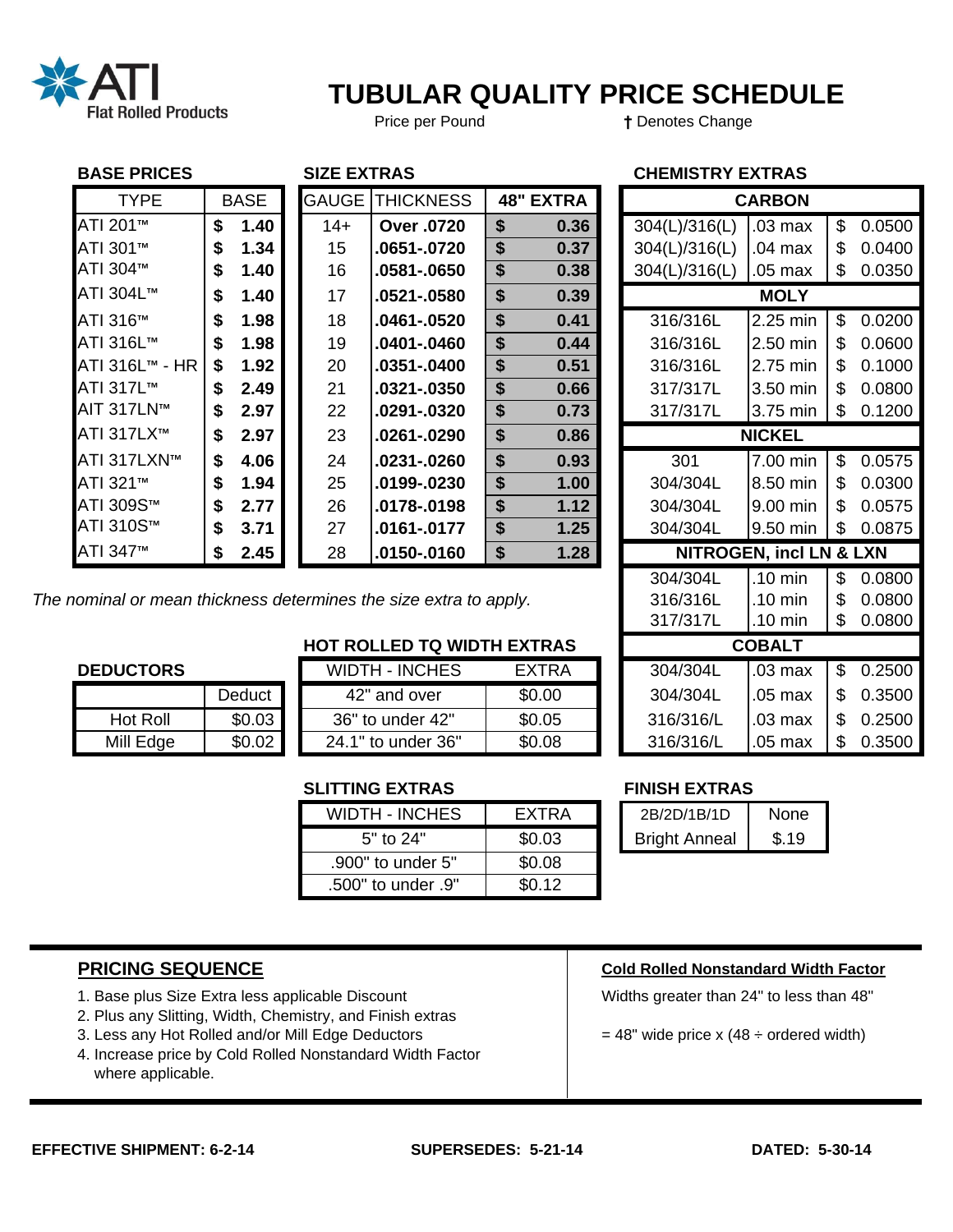ATI Flat Rolled Products

# TUBULAR QUALITY PRICE SCHEDULE

Price per Pound

† Denotes Change

## BASE PRICES

| TYPE | BASE |
|---|---|
| ATI 201™ | $ 1.40 |
| ATI 301™ | $ 1.34 |
| ATI 304™ | $ 1.40 |
| ATI 304L™ | $ 1.40 |
| ATI 316™ | $ 1.98 |
| ATI 316L™ | $ 1.98 |
| ATI 316L™ - HR | $ 1.92 |
| ATI 317L™ | $ 2.49 |
| AIT 317LN™ | $ 2.97 |
| ATI 317LX™ | $ 2.97 |
| ATI 317LXN™ | $ 4.06 |
| ATI 321™ | $ 1.94 |
| ATI 309S™ | $ 2.77 |
| ATI 310S™ | $ 3.71 |
| ATI 347™ | $ 2.45 |

## SIZE EXTRAS

| GAUGE | THICKNESS | 48" EXTRA |
|---|---|---|
| 14+ | **Over .0720** | **$ 0.36** |
| 15 | **.0651-.0720** | **$ 0.37** |
| 16 | **.0581-.0650** | **$ 0.38** |
| 17 | **.0521-.0580** | **$ 0.39** |
| 18 | **.0461-.0520** | **$ 0.41** |
| 19 | **.0401-.0460** | **$ 0.44** |
| 20 | **.0351-.0400** | **$ 0.51** |
| 21 | **.0321-.0350** | **$ 0.66** |
| 22 | **.0291-.0320** | **$ 0.73** |
| 23 | **.0261-.0290** | **$ 0.86** |
| 24 | **.0231-.0260** | **$ 0.93** |
| 25 | **.0199-.0230** | **$ 1.00** |
| 26 | **.0178-.0198** | **$ 1.12** |
| 27 | **.0161-.0177** | **$ 1.25** |
| 28 | **.0150-.0160** | **$ 1.28** |

*The nominal or mean thickness determines the size extra to apply.*

## CHEMISTRY EXTRAS

| CARBON | | |
|---|---|---|
| 304(L)/316(L) | .03 max | $ 0.0500 |
| 304(L)/316(L) | .04 max | $ 0.0400 |
| 304(L)/316(L) | .05 max | $ 0.0350 |
| **MOLY** | | |
| 316/316L | 2.25 min | $ 0.0200 |
| 316/316L | 2.50 min | $ 0.0600 |
| 316/316L | 2.75 min | $ 0.1000 |
| 317/317L | 3.50 min | $ 0.0800 |
| 317/317L | 3.75 min | $ 0.1200 |
| **NICKEL** | | |
| 301 | 7.00 min | $ 0.0575 |
| 304/304L | 8.50 min | $ 0.0300 |
| 304/304L | 9.00 min | $ 0.0575 |
| 304/304L | 9.50 min | $ 0.0875 |
| **NITROGEN, incl LN & LXN** | | |
| 304/304L | .10 min | $ 0.0800 |
| 316/316L | .10 min | $ 0.0800 |
| 317/317L | .10 min | $ 0.0800 |
| **COBALT** | | |
| 304/304L | .03 max | $ 0.2500 |
| 304/304L | .05 max | $ 0.3500 |
| 316/316/L | .03 max | $ 0.2500 |
| 316/316/L | .05 max | $ 0.3500 |

## DEDUCTORS

| | Deduct |
|---|---|
| Hot Roll | $0.03 |
| Mill Edge | $0.02 |

## HOT ROLLED TQ WIDTH EXTRAS

| WIDTH - INCHES | EXTRA |
|---|---|
| 42" and over | $0.00 |
| 36" to under 42" | $0.05 |
| 24.1" to under 36" | $0.08 |

## SLITTING EXTRAS

| WIDTH - INCHES | EXTRA |
|---|---|
| 5" to 24" | $0.03 |
| .900" to under 5" | $0.08 |
| .500" to under .9" | $0.12 |

## FINISH EXTRAS

| 2B/2D/1B/1D | None |
|---|---|
| Bright Anneal | $.19 |

## PRICING SEQUENCE

1. Base plus Size Extra less applicable Discount
2. Plus any Slitting, Width, Chemistry, and Finish extras
3. Less any Hot Rolled and/or Mill Edge Deductors
4. Increase price by Cold Rolled Nonstandard Width Factor where applicable.

## Cold Rolled Nonstandard Width Factor

Widths greater than 24" to less than 48"

= 48" wide price x (48 ÷ ordered width)

**EFFECTIVE SHIPMENT: 6-2-14** **SUPERSEDES: 5-21-14** **DATED: 5-30-14**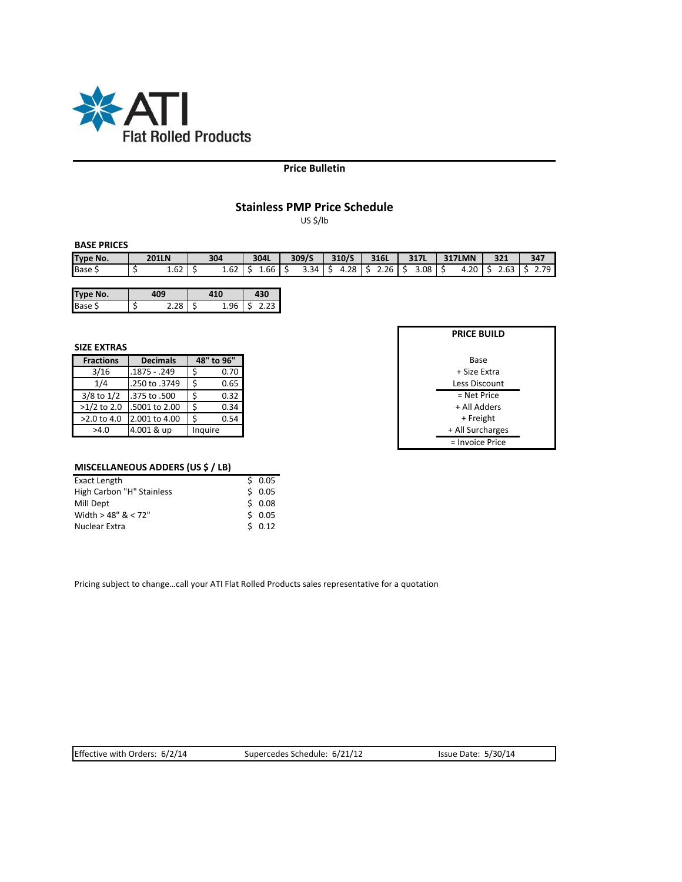ATI Flat Rolled Products

**Price Bulletin**

## Stainless PMP Price Schedule

US $/lb

### BASE PRICES

| Type No. | 201LN | 304 | 304L | 309/S | 310/S | 316L | 317L | 317LMN | 321 | 347 |
|---|---|---|---|---|---|---|---|---|---|---|
| Base $ | $ 1.62 | $ 1.62 | $ 1.66 | $ 3.34 | $ 4.28 | $ 2.26 | $ 3.08 | $ 4.20 | $ 2.63 | $ 2.79 |

| Type No. | 409 | 410 | 430 |
|---|---|---|---|
| Base $ | $ 2.28 | $ 1.96 | $ 2.23 |

### SIZE EXTRAS

| Fractions | Decimals | 48" to 96" |
|---|---|---|
| 3/16 | .1875 - .249 | $ 0.70 |
| 1/4 | .250 to .3749 | $ 0.65 |
| 3/8 to 1/2 | .375 to .500 | $ 0.32 |
| >1/2 to 2.0 | .5001 to 2.00 | $ 0.34 |
| >2.0 to 4.0 | 2.001 to 4.00 | $ 0.54 |
| >4.0 | 4.001 & up | Inquire |

### PRICE BUILD

Base
+ Size Extra
Less Discount
= Net Price
+ All Adders
+ Freight
+ All Surcharges
= Invoice Price

### MISCELLANEOUS ADDERS (US $ / LB)

| | |
|---|---|
| Exact Length | $ 0.05 |
| High Carbon "H" Stainless | $ 0.05 |
| Mill Dept | $ 0.08 |
| Width > 48" & < 72" | $ 0.05 |
| Nuclear Extra | $ 0.12 |

Pricing subject to change…call your ATI Flat Rolled Products sales representative for a quotation

Effective with Orders: 6/2/14 Supercedes Schedule: 6/21/12 Issue Date: 5/30/14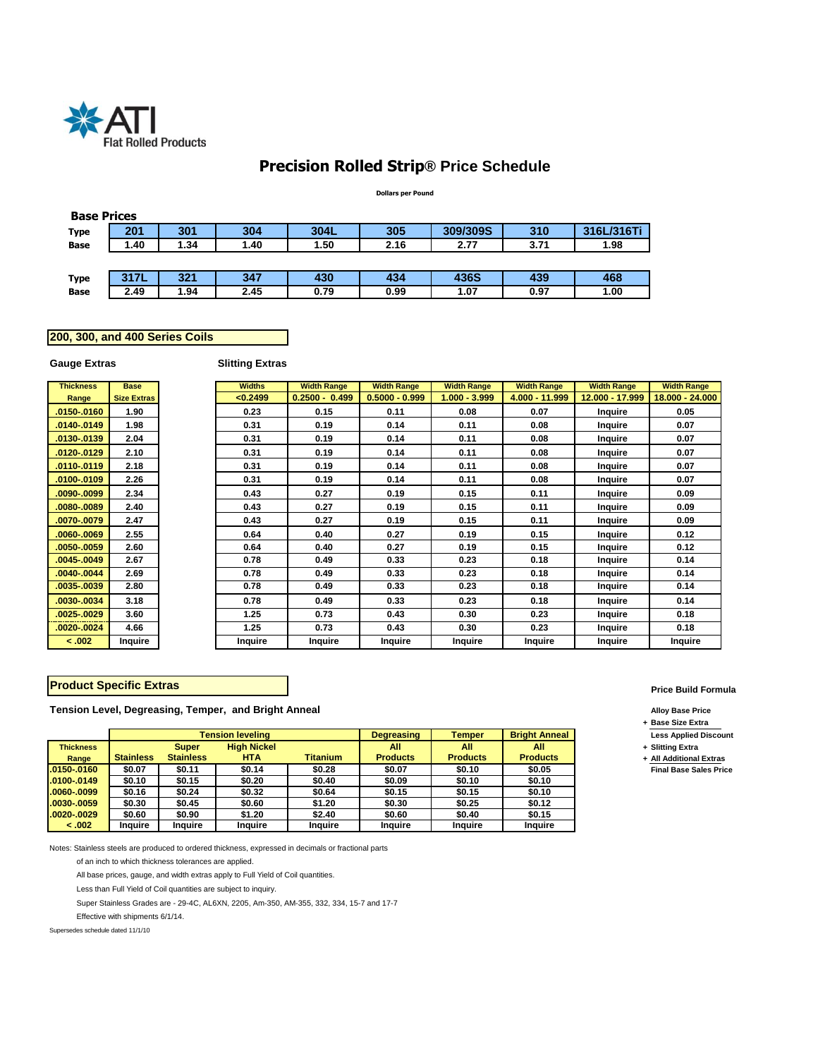ATI Flat Rolled Products

# Precision Rolled Strip® Price Schedule

**Dollars per Pound**

## Base Prices

| Type | 201 | 301 | 304 | 304L | 305 | 309/309S | 310 | 316L/316Ti |
|---|---|---|---|---|---|---|---|---|
| Base | 1.40 | 1.34 | 1.40 | 1.50 | 2.16 | 2.77 | 3.71 | 1.98 |

| Type | 317L | 321 | 347 | 430 | 434 | 436S | 439 | 468 |
|---|---|---|---|---|---|---|---|---|
| Base | 2.49 | 1.94 | 2.45 | 0.79 | 0.99 | 1.07 | 0.97 | 1.00 |

## 200, 300, and 400 Series Coils

**Gauge Extras** / **Slitting Extras**

| Thickness Range | Base Size Extras | Widths <0.2499 | Width Range 0.2500 - 0.499 | Width Range 0.5000 - 0.999 | Width Range 1.000 - 3.999 | Width Range 4.000 - 11.999 | Width Range 12.000 - 17.999 | Width Range 18.000 - 24.000 |
|---|---|---|---|---|---|---|---|---|
| .0150-.0160 | 1.90 | 0.23 | 0.15 | 0.11 | 0.08 | 0.07 | Inquire | 0.05 |
| .0140-.0149 | 1.98 | 0.31 | 0.19 | 0.14 | 0.11 | 0.08 | Inquire | 0.07 |
| .0130-.0139 | 2.04 | 0.31 | 0.19 | 0.14 | 0.11 | 0.08 | Inquire | 0.07 |
| .0120-.0129 | 2.10 | 0.31 | 0.19 | 0.14 | 0.11 | 0.08 | Inquire | 0.07 |
| .0110-.0119 | 2.18 | 0.31 | 0.19 | 0.14 | 0.11 | 0.08 | Inquire | 0.07 |
| .0100-.0109 | 2.26 | 0.31 | 0.19 | 0.14 | 0.11 | 0.08 | Inquire | 0.07 |
| .0090-.0099 | 2.34 | 0.43 | 0.27 | 0.19 | 0.15 | 0.11 | Inquire | 0.09 |
| .0080-.0089 | 2.40 | 0.43 | 0.27 | 0.19 | 0.15 | 0.11 | Inquire | 0.09 |
| .0070-.0079 | 2.47 | 0.43 | 0.27 | 0.19 | 0.15 | 0.11 | Inquire | 0.09 |
| .0060-.0069 | 2.55 | 0.64 | 0.40 | 0.27 | 0.19 | 0.15 | Inquire | 0.12 |
| .0050-.0059 | 2.60 | 0.64 | 0.40 | 0.27 | 0.19 | 0.15 | Inquire | 0.12 |
| .0045-.0049 | 2.67 | 0.78 | 0.49 | 0.33 | 0.23 | 0.18 | Inquire | 0.14 |
| .0040-.0044 | 2.69 | 0.78 | 0.49 | 0.33 | 0.23 | 0.18 | Inquire | 0.14 |
| .0035-.0039 | 2.80 | 0.78 | 0.49 | 0.33 | 0.23 | 0.18 | Inquire | 0.14 |
| .0030-.0034 | 3.18 | 0.78 | 0.49 | 0.33 | 0.23 | 0.18 | Inquire | 0.14 |
| .0025-.0029 | 3.60 | 1.25 | 0.73 | 0.43 | 0.30 | 0.23 | Inquire | 0.18 |
| .0020-.0024 | 4.66 | 1.25 | 0.73 | 0.43 | 0.30 | 0.23 | Inquire | 0.18 |
| < .002 | Inquire | Inquire | Inquire | Inquire | Inquire | Inquire | Inquire | Inquire |

## Product Specific Extras

**Tension Level, Degreasing, Temper, and Bright Anneal**

| | Tension leveling | | | | Degreasing | Temper | Bright Anneal |
|---|---|---|---|---|---|---|---|
| Thickness Range | Stainless | Super Stainless | High Nickel HTA | Titanium | All Products | All Products | All Products |
| .0150-.0160 | $0.07 | $0.11 | $0.14 | $0.28 | $0.07 | $0.10 | $0.05 |
| .0100-.0149 | $0.10 | $0.15 | $0.20 | $0.40 | $0.09 | $0.10 | $0.10 |
| .0060-.0099 | $0.16 | $0.24 | $0.32 | $0.64 | $0.15 | $0.15 | $0.10 |
| .0030-.0059 | $0.30 | $0.45 | $0.60 | $1.20 | $0.30 | $0.25 | $0.12 |
| .0020-.0029 | $0.60 | $0.90 | $1.20 | $2.40 | $0.60 | $0.40 | $0.15 |
| < .002 | Inquire | Inquire | Inquire | Inquire | Inquire | Inquire | Inquire |

**Price Build Formula**

- Alloy Base Price
- \+ Base Size Extra
- Less Applied Discount
- \+ Slitting Extra
- \+ All Additional Extras
- Final Base Sales Price

Notes: Stainless steels are produced to ordered thickness, expressed in decimals or fractional parts of an inch to which thickness tolerances are applied.

All base prices, gauge, and width extras apply to Full Yield of Coil quantities.

Less than Full Yield of Coil quantities are subject to inquiry.

Super Stainless Grades are - 29-4C, AL6XN, 2205, Am-350, AM-355, 332, 334, 15-7 and 17-7

Effective with shipments 6/1/14.

Supersedes schedule dated 11/1/10